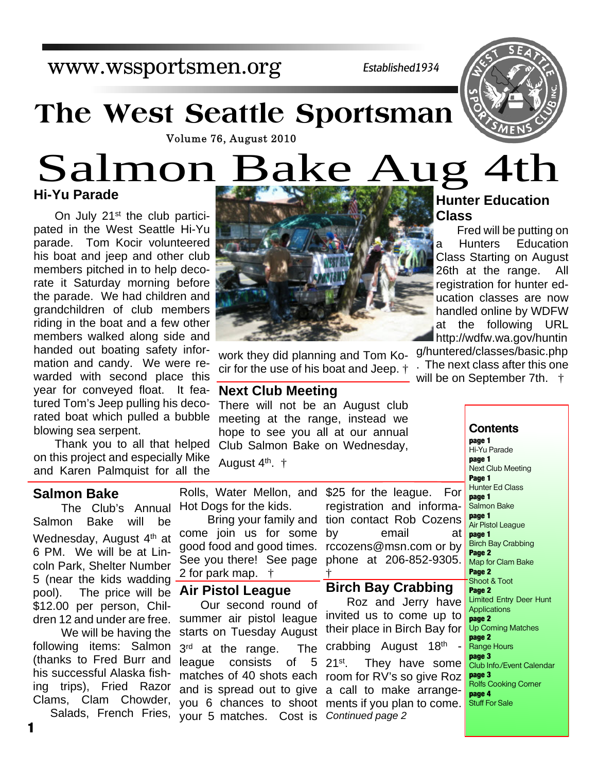www.wssportsmen.org

*Established1934*

# The West Seattle Sportsman

Volume 76, August 2010

# Salmon Bake Aug 4th

## Hi-Yu Parade

On July 21st the club participated in the West Seattle Hi-Yu parade. Tom Kocir volunteered his boat and jeep and other club members pitched in to help decorate it Saturday morning before the parade. We had children and grandchildren of club members riding in the boat and a few other members walked along side and handed out boating safety information and candy. We were rewarded with second place this year for conveyed float. It featured Tom's Jeep pulling his decorated boat which pulled a bubble blowing sea serpent.

Thank you to all that helped on this project and especially Mike and Karen Palmquist for all the work they did planning and Tom Kocir for the use of his boat and Jeep. †

## Next Club Meeting

There will not be an August club meeting at the range, instead we hope to see you all at our annual Club Salmon Bake on Wednesday, August 4th. †

## Hunter Education Class

Fred will be putting on a Hunters Education Class Starting on August 26th at the range. All registration for hunter education classes are now handled online by WDFW at the following URL http://wdfw.wa.gov/huntin g/huntered/classes/basic.php . The next class after this one will be on September 7th. †

## Salmon Bake

The Club's Annual Salmon Bake will be Wednesday, August 4th at 6 PM. We will be at Lincoln Park, Shelter Number 5 (near the kids wadding pool). The price will be $12.00 per person, Children 12 and under are free.

We will be having the following items: Salmon (thanks to Fred Burr and his successful Alaska fishing trips), Fried Razor Clams, Clam Chowder, Salads, French Fries, Rolls, Water Mellon, and Hot Dogs for the kids.

Bring your family and come join us for some good food and good times. See you there! See page 2 for park map. †

## Air Pistol League

Our second round of summer air pistol league starts on Tuesday August 3rd at the range. The league consists of 5 matches of 40 shots each and is spread out to give you 6 chances to shoot your 5 matches. Cost is $25 for the league. For registration and information contact Rob Cozens by email at rccozens@msn.com or by phone at 206-852-9305. †

## Birch Bay Crabbing

Roz and Jerry have invited us to come up to their place in Birch Bay for crabbing August 18th - 21st. They have some room for RV's so give Roz a call to make arrangements if you plan to come. *Continued page 2*

## Contents

**page 1** Hi-Yu Parade
**page 1** Next Club Meeting
**Page 1** Hunter Ed Class
**page 1** Salmon Bake
**page 1** Air Pistol League
**page 1** Birch Bay Crabbing
**Page 2** Map for Clam Bake
**Page 2** Shoot & Toot
**Page 2** Limited Entry Deer Hunt Applications
**page 2** Up Coming Matches
**page 2** Range Hours
**page 3** Club Info./Event Calendar
**page 3** Rolfs Cooking Corner
**page 4** Stuff For Sale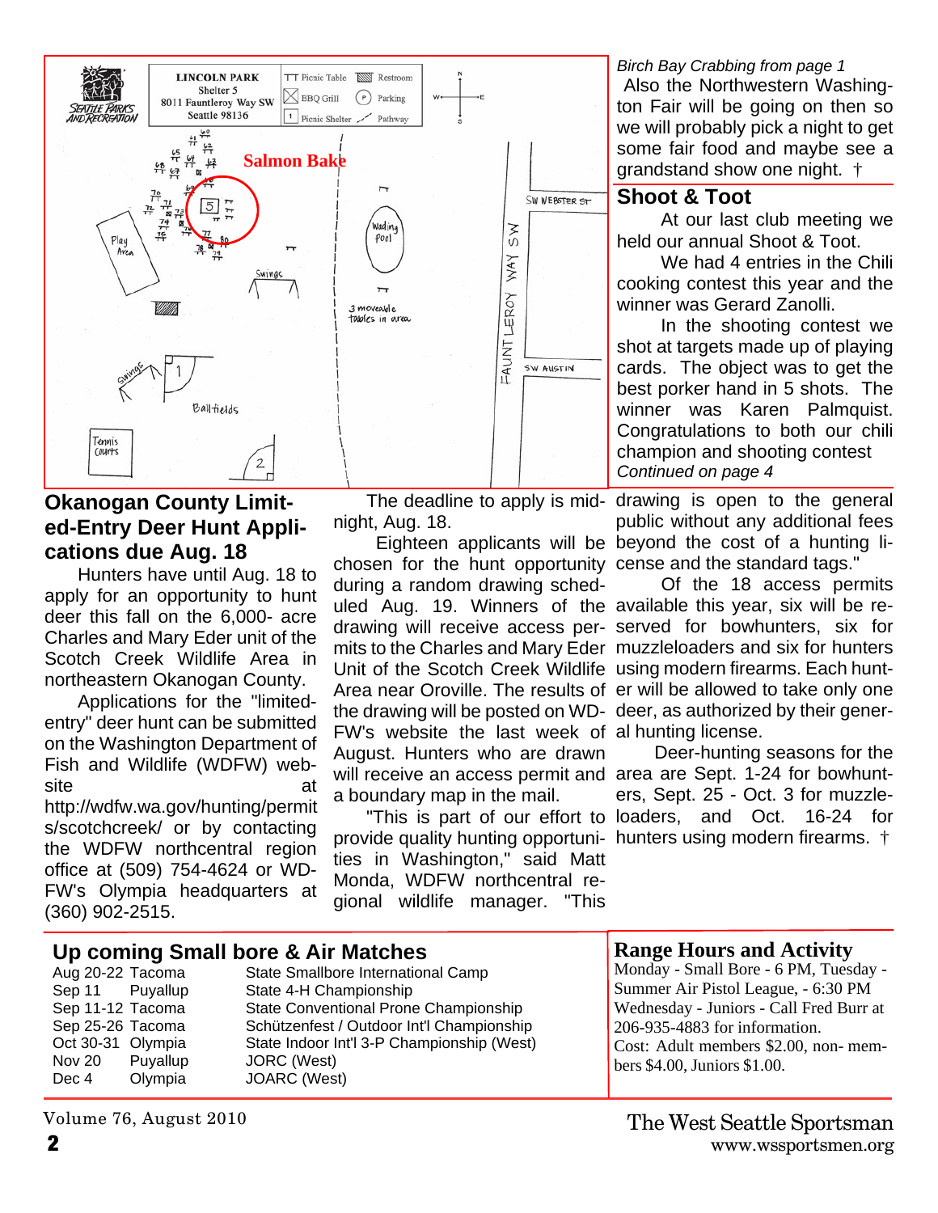LINCOLN PARK
Shelter 5
8011 Fauntleroy Way SW
Seattle 98136

Salmon Bake

*Birch Bay Crabbing from page 1*

Also the Northwestern Washington Fair will be going on then so we will probably pick a night to get some fair food and maybe see a grandstand show one night. †

## Shoot & Toot

At our last club meeting we held our annual Shoot & Toot.

We had 4 entries in the Chili cooking contest this year and the winner was Gerard Zanolli.

In the shooting contest we shot at targets made up of playing cards. The object was to get the best porker hand in 5 shots. The winner was Karen Palmquist. Congratulations to both our chili champion and shooting contest

*Continued on page 4*

## Okanogan County Limited-Entry Deer Hunt Applications due Aug. 18

Hunters have until Aug. 18 to apply for an opportunity to hunt deer this fall on the 6,000-acre Charles and Mary Eder unit of the Scotch Creek Wildlife Area in northeastern Okanogan County.

Applications for the "limited-entry" deer hunt can be submitted on the Washington Department of Fish and Wildlife (WDFW) website at http://wdfw.wa.gov/hunting/permits/scotchcreek/ or by contacting the WDFW northcentral region office at (509) 754-4624 or WDFW's Olympia headquarters at (360) 902-2515.

The deadline to apply is midnight, Aug. 18.

Eighteen applicants will be chosen for the hunt opportunity during a random drawing scheduled Aug. 19. Winners of the drawing will receive access permits to the Charles and Mary Eder Unit of the Scotch Creek Wildlife Area near Oroville. The results of the drawing will be posted on WDFW's website the last week of August. Hunters who are drawn will receive an access permit and a boundary map in the mail.

"This is part of our effort to provide quality hunting opportunities in Washington," said Matt Monda, WDFW northcentral regional wildlife manager. "This drawing is open to the general public without any additional fees beyond the cost of a hunting license and the standard tags."

Of the 18 access permits available this year, six will be reserved for bowhunters, six for muzzleloaders and six for hunters using modern firearms. Each hunter will be allowed to take only one deer, as authorized by their general hunting license.

Deer-hunting seasons for the area are Sept. 1-24 for bowhunters, Sept. 25 - Oct. 3 for muzzleloaders, and Oct. 16-24 for hunters using modern firearms. †

## Up coming Small bore & Air Matches

| Date | Location | Match |
|---|---|---|
| Aug 20-22 | Tacoma | State Smallbore International Camp |
| Sep 11 | Puyallup | State 4-H Championship |
| Sep 11-12 | Tacoma | State Conventional Prone Championship |
| Sep 25-26 | Tacoma | Schützenfest / Outdoor Int'l Championship |
| Oct 30-31 | Olympia | State Indoor Int'l 3-P Championship (West) |
| Nov 20 | Puyallup | JORC (West) |
| Dec 4 | Olympia | JOARC (West) |

## Range Hours and Activity

Monday - Small Bore - 6 PM, Tuesday - Summer Air Pistol League, - 6:30 PM Wednesday - Juniors - Call Fred Burr at 206-935-4883 for information.
Cost: Adult members $2.00, non-members $4.00, Juniors $1.00.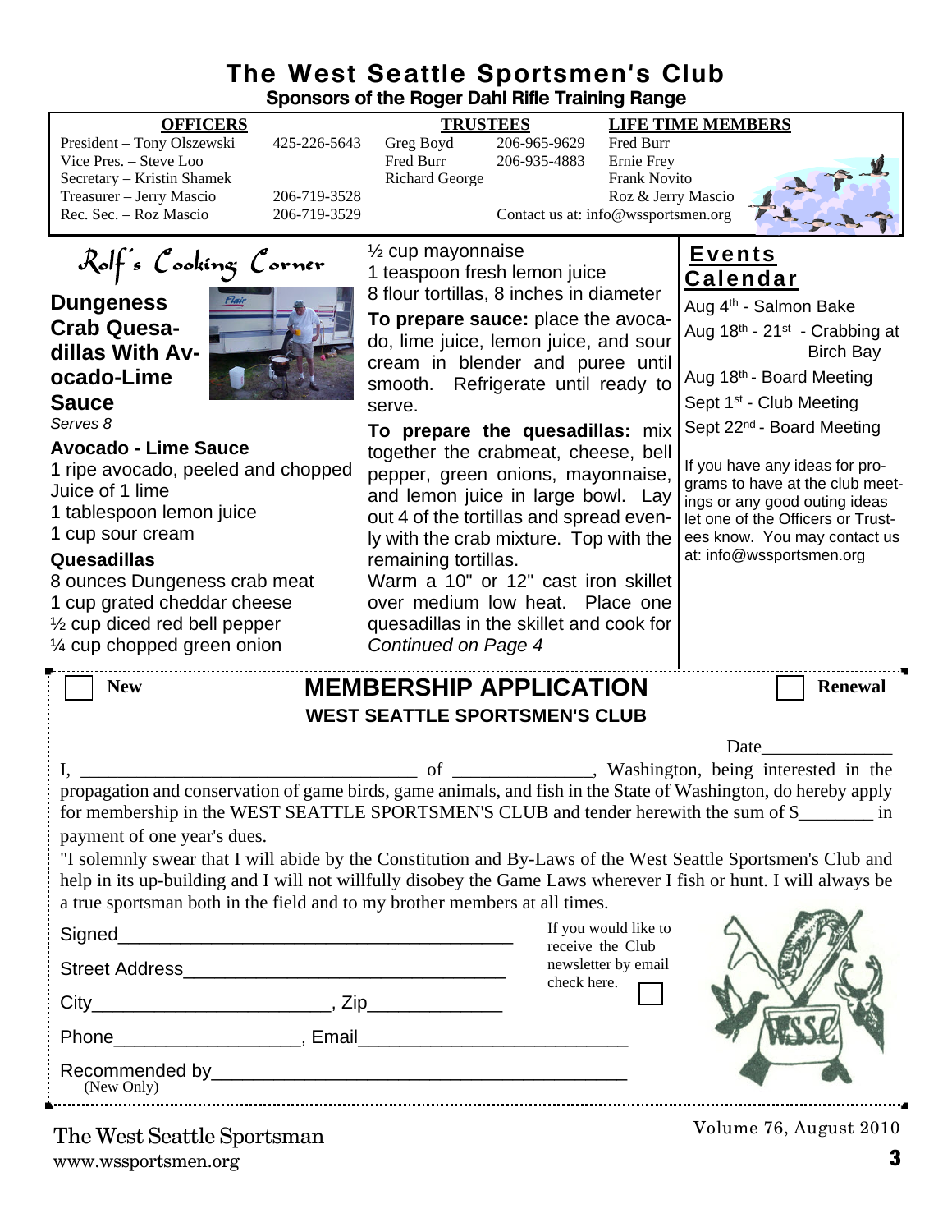# The West Seattle Sportsmen's Club

## Sponsors of the Roger Dahl Rifle Training Range

| OFFICERS | | TRUSTEES | | LIFE TIME MEMBERS |
|---|---|---|---|---|
| President – Tony Olszewski | 425-226-5643 | Greg Boyd | 206-965-9629 | Fred Burr |
| Vice Pres. – Steve Loo | | Fred Burr | 206-935-4883 | Ernie Frey |
| Secretary – Kristin Shamek | | Richard George | | Frank Novito |
| Treasurer – Jerry Mascio | 206-719-3528 | | | Roz & Jerry Mascio |
| Rec. Sec. – Roz Mascio | 206-719-3529 | | | |

Contact us at: info@wssportsmen.org

## Rolf's Cooking Corner

### Dungeness Crab Quesadillas With Avocado-Lime Sauce

*Serves 8*

**Avocado - Lime Sauce**

1 ripe avocado, peeled and chopped
Juice of 1 lime
1 tablespoon lemon juice
1 cup sour cream

**Quesadillas**

8 ounces Dungeness crab meat
1 cup grated cheddar cheese
½ cup diced red bell pepper
¼ cup chopped green onion
½ cup mayonnaise
1 teaspoon fresh lemon juice
8 flour tortillas, 8 inches in diameter

**To prepare sauce:** place the avocado, lime juice, lemon juice, and sour cream in blender and puree until smooth. Refrigerate until ready to serve.

**To prepare the quesadillas:** mix together the crabmeat, cheese, bell pepper, green onions, mayonnaise, and lemon juice in large bowl. Lay out 4 of the tortillas and spread evenly with the crab mixture. Top with the remaining tortillas.

Warm a 10" or 12" cast iron skillet over medium low heat. Place one quesadillas in the skillet and cook for

*Continued on Page 4*

## Events Calendar

Aug 4th - Salmon Bake

Aug 18th - 21st - Crabbing at Birch Bay

Aug 18th - Board Meeting

Sept 1st - Club Meeting

Sept 22nd - Board Meeting

If you have any ideas for programs to have at the club meetings or any good outing ideas let one of the Officers or Trustees know. You may contact us at: info@wssportsmen.org

---

☐ New

# MEMBERSHIP APPLICATION

## WEST SEATTLE SPORTSMEN'S CLUB

☐ Renewal

Date______________

I, ____________________________________ of _______________, Washington, being interested in the propagation and conservation of game birds, game animals, and fish in the State of Washington, do hereby apply for membership in the WEST SEATTLE SPORTSMEN'S CLUB and tender herewith the sum of $________ in payment of one year's dues.

"I solemnly swear that I will abide by the Constitution and By-Laws of the West Seattle Sportsmen's Club and help in its up-building and I will not willfully disobey the Game Laws wherever I fish or hunt. I will always be a true sportsman both in the field and to my brother members at all times.

Signed_______________________________________

Street Address________________________________

City_______________________, Zip_____________

Phone__________________, Email__________________________

Recommended by_______________________________________
(New Only)

If you would like to receive the Club newsletter by email check here. ☐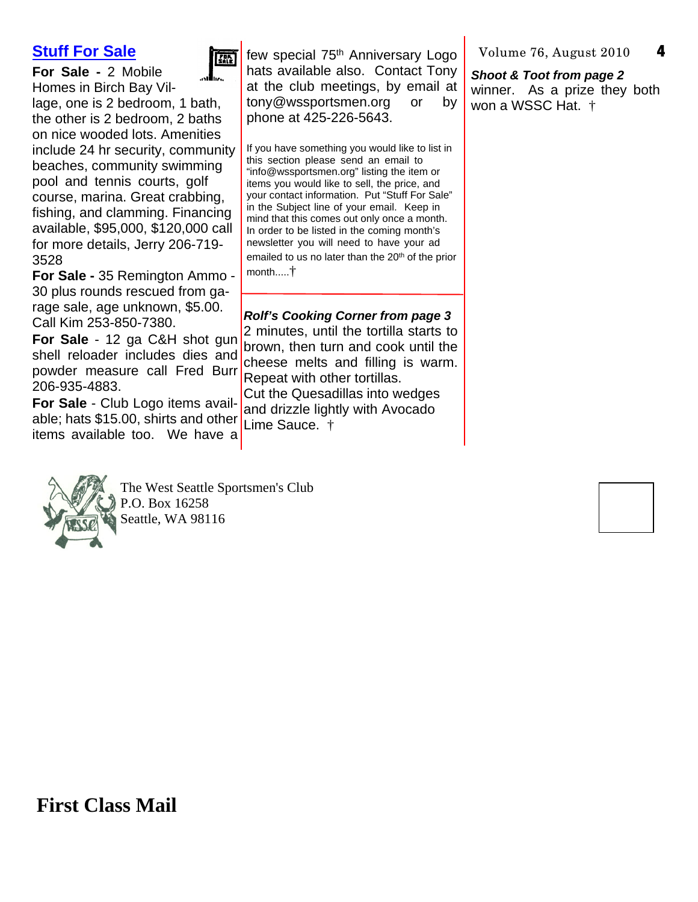## Stuff For Sale

**For Sale -** 2 Mobile Homes in Birch Bay Village, one is 2 bedroom, 1 bath, the other is 2 bedroom, 2 baths on nice wooded lots. Amenities include 24 hr security, community beaches, community swimming pool and tennis courts, golf course, marina. Great crabbing, fishing, and clamming. Financing available, $95,000, $120,000 call for more details, Jerry 206-719-3528

**For Sale -** 35 Remington Ammo - 30 plus rounds rescued from garage sale, age unknown, $5.00. Call Kim 253-850-7380.

**For Sale** - 12 ga C&H shot gun shell reloader includes dies and powder measure call Fred Burr 206-935-4883.

**For Sale** - Club Logo items available; hats $15.00, shirts and other items available too. We have a few special 75th Anniversary Logo hats available also. Contact Tony at the club meetings, by email at tony@wssportsmen.org or by phone at 425-226-5643.

If you have something you would like to list in this section please send an email to "info@wssportsmen.org" listing the item or items you would like to sell, the price, and your contact information. Put "Stuff For Sale" in the Subject line of your email. Keep in mind that this comes out only once a month. In order to be listed in the coming month's newsletter you will need to have your ad emailed to us no later than the 20th of the prior month.....†

***Rolf's Cooking Corner from page 3***

2 minutes, until the tortilla starts to brown, then turn and cook until the cheese melts and filling is warm. Repeat with other tortillas.

Cut the Quesadillas into wedges and drizzle lightly with Avocado Lime Sauce. †

***Shoot & Toot from page 2***

winner. As a prize they both won a WSSC Hat. †

The West Seattle Sportsmen's Club
P.O. Box 16258
Seattle, WA 98116

**First Class Mail**